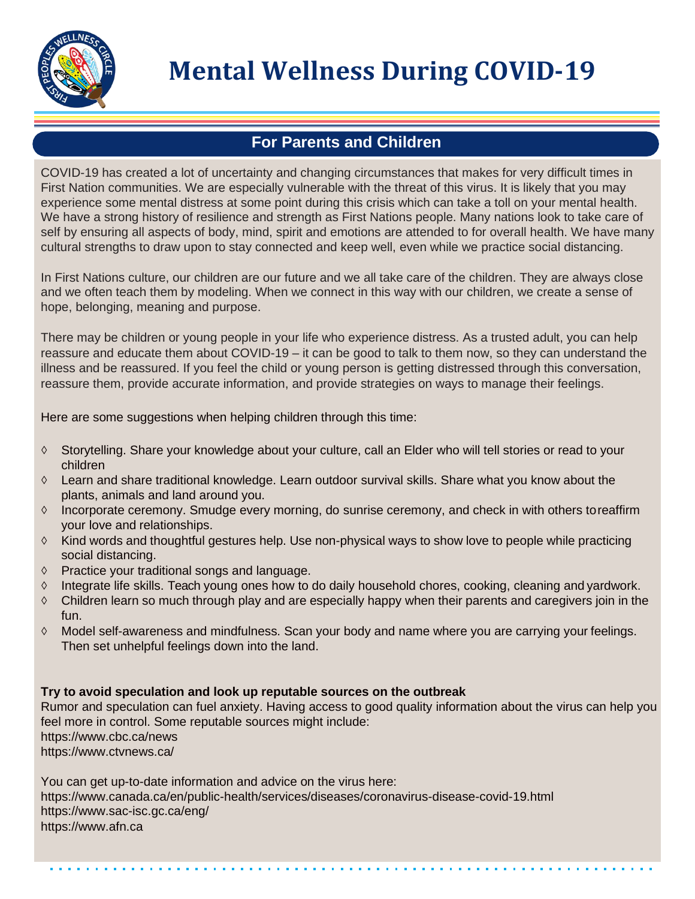# Mental Wellness During COVID-19

## For Parents and Children

COVID-19 has created a lot of uncertainty and changing circumstances that makes for very difficult times in First Nation communities. We are especially vulnerable with the threat of this virus. It is likely that you may experience some mental distress at some point during this crisis which can take a toll on your mental health. We have a strong history of resilience and strength as First Nations people. Many nations look to take care of self by ensuring all aspects of body, mind, spirit and emotions are attended to for overall health. We have many cultural strengths to draw upon to stay connected and keep well, even while we practice social distancing.

In First Nations culture, our children are our future and we all take care of the children. They are always close and we often teach them by modeling. When we connect in this way with our children, we create a sense of hope, belonging, meaning and purpose.

There may be children or young people in your life who experience distress. As a trusted adult, you can help reassure and educate them about COVID-19 – it can be good to talk to them now, so they can understand the illness and be reassured. If you feel the child or young person is getting distressed through this conversation, reassure them, provide accurate information, and provide strategies on ways to manage their feelings.

Here are some suggestions when helping children through this time:

- Storytelling. Share your knowledge about your culture, call an Elder who will tell stories or read to your children
- Learn and share traditional knowledge. Learn outdoor survival skills. Share what you know about the plants, animals and land around you.
- Incorporate ceremony. Smudge every morning, do sunrise ceremony, and check in with others toreaffirm your love and relationships.
- Kind words and thoughtful gestures help. Use non-physical ways to show love to people while practicing social distancing.
- Practice your traditional songs and language.
- Integrate life skills. Teach young ones how to do daily household chores, cooking, cleaning and yardwork.
- Children learn so much through play and are especially happy when their parents and caregivers join in the fun.
- Model self-awareness and mindfulness. Scan your body and name where you are carrying your feelings. Then set unhelpful feelings down into the land.

**Try to avoid speculation and look up reputable sources on the outbreak**

Rumor and speculation can fuel anxiety. Having access to good quality information about the virus can help you feel more in control. Some reputable sources might include:
https://www.cbc.ca/news
https://www.ctvnews.ca/

You can get up-to-date information and advice on the virus here:
https://www.canada.ca/en/public-health/services/diseases/coronavirus-disease-covid-19.html
https://www.sac-isc.gc.ca/eng/
https://www.afn.ca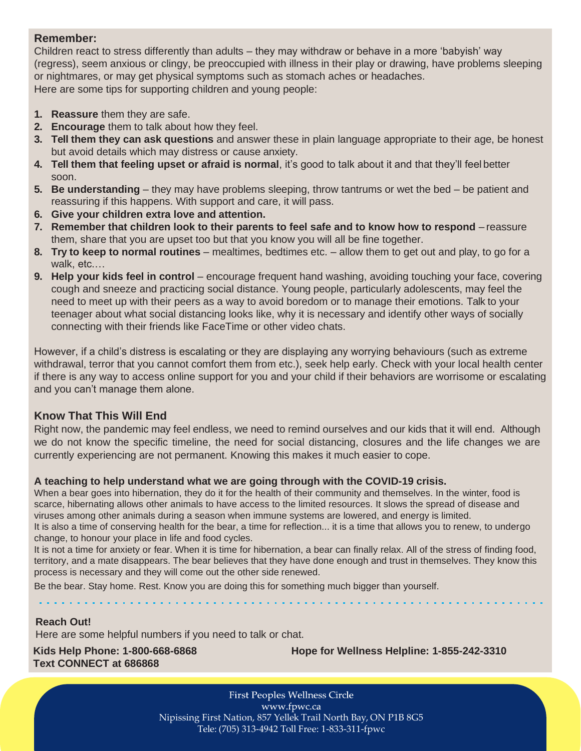**Remember:**

Children react to stress differently than adults – they may withdraw or behave in a more 'babyish' way (regress), seem anxious or clingy, be preoccupied with illness in their play or drawing, have problems sleeping or nightmares, or may get physical symptoms such as stomach aches or headaches.
Here are some tips for supporting children and young people:

1. **Reassure** them they are safe.
2. **Encourage** them to talk about how they feel.
3. **Tell them they can ask questions** and answer these in plain language appropriate to their age, be honest but avoid details which may distress or cause anxiety.
4. **Tell them that feeling upset or afraid is normal**, it's good to talk about it and that they'll feel better soon.
5. **Be understanding** – they may have problems sleeping, throw tantrums or wet the bed – be patient and reassuring if this happens. With support and care, it will pass.
6. **Give your children extra love and attention.**
7. **Remember that children look to their parents to feel safe and to know how to respond** – reassure them, share that you are upset too but that you know you will all be fine together.
8. **Try to keep to normal routines** – mealtimes, bedtimes etc. – allow them to get out and play, to go for a walk, etc.…
9. **Help your kids feel in control** – encourage frequent hand washing, avoiding touching your face, covering cough and sneeze and practicing social distance. Young people, particularly adolescents, may feel the need to meet up with their peers as a way to avoid boredom or to manage their emotions. Talk to your teenager about what social distancing looks like, why it is necessary and identify other ways of socially connecting with their friends like FaceTime or other video chats.

However, if a child's distress is escalating or they are displaying any worrying behaviours (such as extreme withdrawal, terror that you cannot comfort them from etc.), seek help early. Check with your local health center if there is any way to access online support for you and your child if their behaviors are worrisome or escalating and you can't manage them alone.

## Know That This Will End

Right now, the pandemic may feel endless, we need to remind ourselves and our kids that it will end. Although we do not know the specific timeline, the need for social distancing, closures and the life changes we are currently experiencing are not permanent. Knowing this makes it much easier to cope.

**A teaching to help understand what we are going through with the COVID-19 crisis.**

When a bear goes into hibernation, they do it for the health of their community and themselves. In the winter, food is scarce, hibernating allows other animals to have access to the limited resources. It slows the spread of disease and viruses among other animals during a season when immune systems are lowered, and energy is limited.
It is also a time of conserving health for the bear, a time for reflection... it is a time that allows you to renew, to undergo change, to honour your place in life and food cycles.
It is not a time for anxiety or fear. When it is time for hibernation, a bear can finally relax. All of the stress of finding food, territory, and a mate disappears. The bear believes that they have done enough and trust in themselves. They know this process is necessary and they will come out the other side renewed.

Be the bear. Stay home. Rest. Know you are doing this for something much bigger than yourself.

**Reach Out!**

Here are some helpful numbers if you need to talk or chat.

**Kids Help Phone: 1-800-668-6868**
**Text CONNECT at 686868**

**Hope for Wellness Helpline: 1-855-242-3310**

First Peoples Wellness Circle
www.fpwc.ca
Nipissing First Nation, 857 Yellek Trail North Bay, ON P1B 8G5
Tele: (705) 313-4942 Toll Free: 1-833-311-fpwc